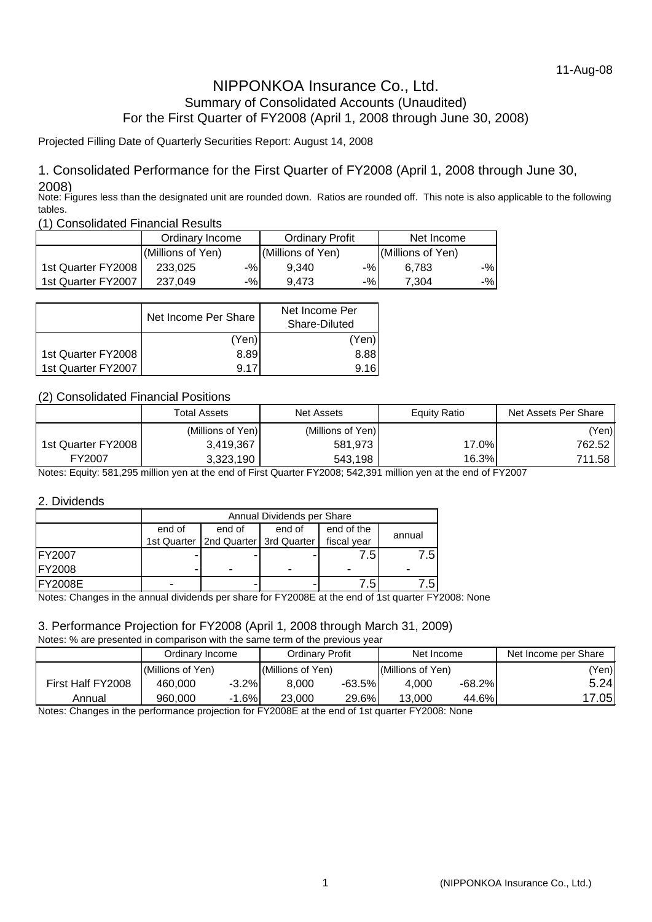11-Aug-08

# NIPPONKOA Insurance Co., Ltd.

## Summary of Consolidated Accounts (Unaudited)

## For the First Quarter of FY2008 (April 1, 2008 through June 30, 2008)

Projected Filling Date of Quarterly Securities Report: August 14, 2008

### 1. Consolidated Performance for the First Quarter of FY2008 (April 1, 2008 through June 30, 2008)

Note: Figures less than the designated unit are rounded down. Ratios are rounded off. This note is also applicable to the following tables.

#### (1) Consolidated Financial Results

| | Ordinary Income | | Ordinary Profit | | Net Income | |
|---|---|---|---|---|---|---|
| | (Millions of Yen) | | (Millions of Yen) | | (Millions of Yen) | |
| 1st Quarter FY2008 | 233,025 | -% | 9,340 | -% | 6,783 | -% |
| 1st Quarter FY2007 | 237,049 | -% | 9,473 | -% | 7,304 | -% |

| | Net Income Per Share | Net Income Per Share-Diluted |
|---|---|---|
| | (Yen) | (Yen) |
| 1st Quarter FY2008 | 8.89 | 8.88 |
| 1st Quarter FY2007 | 9.17 | 9.16 |

#### (2) Consolidated Financial Positions

| | Total Assets | Net Assets | Equity Ratio | Net Assets Per Share |
|---|---|---|---|---|
| | (Millions of Yen) | (Millions of Yen) | | (Yen) |
| 1st Quarter FY2008 | 3,419,367 | 581,973 | 17.0% | 762.52 |
| FY2007 | 3,323,190 | 543,198 | 16.3% | 711.58 |

Notes: Equity: 581,295 million yen at the end of First Quarter FY2008; 542,391 million yen at the end of FY2007

### 2. Dividends

| | Annual Dividends per Share | | | | |
|---|---|---|---|---|---|
| | end of 1st Quarter | end of 2nd Quarter | end of 3rd Quarter | end of the fiscal year | annual |
| FY2007 | - | - | - | 7.5 | 7.5 |
| FY2008 | - | - | - | - | - |
| FY2008E | - | - | - | 7.5 | 7.5 |

Notes: Changes in the annual dividends per share for FY2008E at the end of 1st quarter FY2008: None

### 3. Performance Projection for FY2008 (April 1, 2008 through March 31, 2009)

Notes: % are presented in comparison with the same term of the previous year

| | Ordinary Income | | Ordinary Profit | | Net Income | | Net Income per Share |
|---|---|---|---|---|---|---|---|
| | (Millions of Yen) | | (Millions of Yen) | | (Millions of Yen) | | (Yen) |
| First Half FY2008 | 460,000 | -3.2% | 8,000 | -63.5% | 4,000 | -68.2% | 5.24 |
| Annual | 960,000 | -1.6% | 23,000 | 29.6% | 13,000 | 44.6% | 17.05 |

Notes: Changes in the performance projection for FY2008E at the end of 1st quarter FY2008: None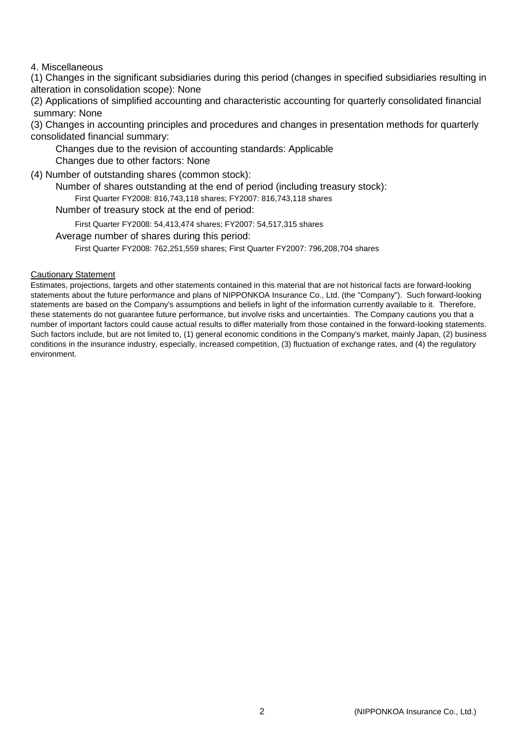## 4. Miscellaneous

(1) Changes in the significant subsidiaries during this period (changes in specified subsidiaries resulting in alteration in consolidation scope): None

(2) Applications of simplified accounting and characteristic accounting for quarterly consolidated financial summary: None

(3) Changes in accounting principles and procedures and changes in presentation methods for quarterly consolidated financial summary:

- Changes due to the revision of accounting standards: Applicable
- Changes due to other factors: None

(4) Number of outstanding shares (common stock):

- Number of shares outstanding at the end of period (including treasury stock):
  - First Quarter FY2008: 816,743,118 shares; FY2007: 816,743,118 shares
- Number of treasury stock at the end of period:
  - First Quarter FY2008: 54,413,474 shares; FY2007: 54,517,315 shares
- Average number of shares during this period:
  - First Quarter FY2008: 762,251,559 shares; First Quarter FY2007: 796,208,704 shares

### Cautionary Statement

Estimates, projections, targets and other statements contained in this material that are not historical facts are forward-looking statements about the future performance and plans of NIPPONKOA Insurance Co., Ltd. (the "Company"). Such forward-looking statements are based on the Company's assumptions and beliefs in light of the information currently available to it. Therefore, these statements do not guarantee future performance, but involve risks and uncertainties. The Company cautions you that a number of important factors could cause actual results to differ materially from those contained in the forward-looking statements. Such factors include, but are not limited to, (1) general economic conditions in the Company's market, mainly Japan, (2) business conditions in the insurance industry, especially, increased competition, (3) fluctuation of exchange rates, and (4) the regulatory environment.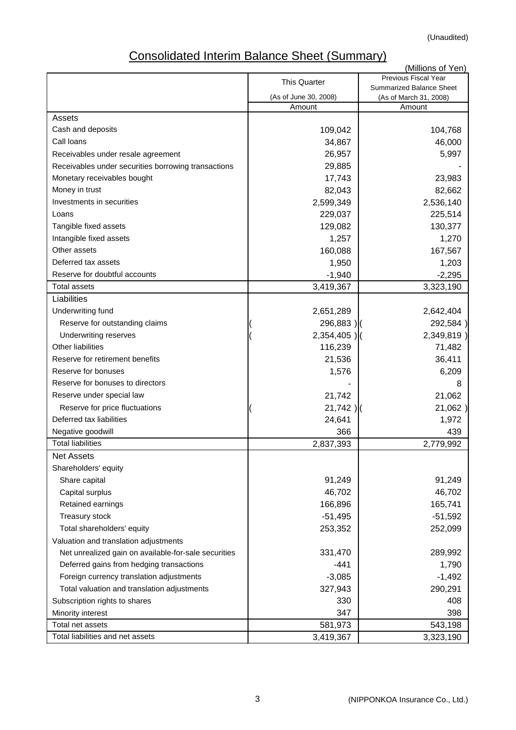(Unaudited)

# Consolidated Interim Balance Sheet (Summary)

(Millions of Yen)

| | This Quarter (As of June 30, 2008) | Previous Fiscal Year Summarized Balance Sheet (As of March 31, 2008) |
|---|---|---|
| | Amount | Amount |
| **Assets** | | |
| Cash and deposits | 109,042 | 104,768 |
| Call loans | 34,867 | 46,000 |
| Receivables under resale agreement | 26,957 | 5,997 |
| Receivables under securities borrowing transactions | 29,885 | - |
| Monetary receivables bought | 17,743 | 23,983 |
| Money in trust | 82,043 | 82,662 |
| Investments in securities | 2,599,349 | 2,536,140 |
| Loans | 229,037 | 225,514 |
| Tangible fixed assets | 129,082 | 130,377 |
| Intangible fixed assets | 1,257 | 1,270 |
| Other assets | 160,088 | 167,567 |
| Deferred tax assets | 1,950 | 1,203 |
| Reserve for doubtful accounts | -1,940 | -2,295 |
| Total assets | 3,419,367 | 3,323,190 |
| **Liabilities** | | |
| Underwriting fund | 2,651,289 | 2,642,404 |
| Reserve for outstanding claims | ( 296,883 ) | ( 292,584 ) |
| Underwriting reserves | ( 2,354,405 ) | ( 2,349,819 ) |
| Other liabilities | 116,239 | 71,482 |
| Reserve for retirement benefits | 21,536 | 36,411 |
| Reserve for bonuses | 1,576 | 6,209 |
| Reserve for bonuses to directors | - | 8 |
| Reserve under special law | 21,742 | 21,062 |
| Reserve for price fluctuations | ( 21,742 ) | ( 21,062 ) |
| Deferred tax liabilities | 24,641 | 1,972 |
| Negative goodwill | 366 | 439 |
| Total liabilities | 2,837,393 | 2,779,992 |
| **Net Assets** | | |
| Shareholders' equity | | |
| Share capital | 91,249 | 91,249 |
| Capital surplus | 46,702 | 46,702 |
| Retained earnings | 166,896 | 165,741 |
| Treasury stock | -51,495 | -51,592 |
| Total shareholders' equity | 253,352 | 252,099 |
| Valuation and translation adjustments | | |
| Net unrealized gain on available-for-sale securities | 331,470 | 289,992 |
| Deferred gains from hedging transactions | -441 | 1,790 |
| Foreign currency translation adjustments | -3,085 | -1,492 |
| Total valuation and translation adjustments | 327,943 | 290,291 |
| Subscription rights to shares | 330 | 408 |
| Minority interest | 347 | 398 |
| Total net assets | 581,973 | 543,198 |
| Total liabilities and net assets | 3,419,367 | 3,323,190 |

(NIPPONKOA Insurance Co., Ltd.)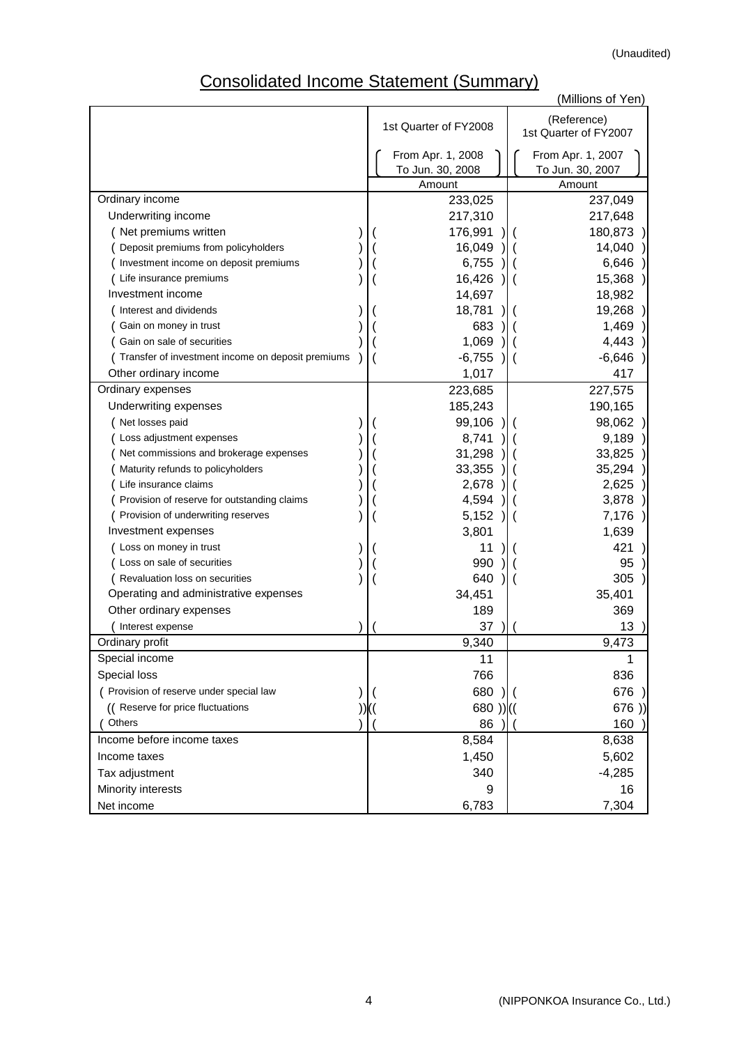(Unaudited)

# Consolidated Income Statement (Summary)

(Millions of Yen)

| | 1st Quarter of FY2008 | (Reference) 1st Quarter of FY2007 |
|---|---|---|
| | From Apr. 1, 2008 To Jun. 30, 2008 | From Apr. 1, 2007 To Jun. 30, 2007 |
| | Amount | Amount |
| Ordinary income | 233,025 | 237,049 |
| Underwriting income | 217,310 | 217,648 |
| ( Net premiums written ) | ( 176,991 ) | ( 180,873 ) |
| ( Deposit premiums from policyholders ) | ( 16,049 ) | ( 14,040 ) |
| ( Investment income on deposit premiums ) | ( 6,755 ) | ( 6,646 ) |
| ( Life insurance premiums ) | ( 16,426 ) | ( 15,368 ) |
| Investment income | 14,697 | 18,982 |
| ( Interest and dividends ) | ( 18,781 ) | ( 19,268 ) |
| ( Gain on money in trust ) | ( 683 ) | ( 1,469 ) |
| ( Gain on sale of securities ) | ( 1,069 ) | ( 4,443 ) |
| ( Transfer of investment income on deposit premiums ) | ( -6,755 ) | ( -6,646 ) |
| Other ordinary income | 1,017 | 417 |
| Ordinary expenses | 223,685 | 227,575 |
| Underwriting expenses | 185,243 | 190,165 |
| ( Net losses paid ) | ( 99,106 ) | ( 98,062 ) |
| ( Loss adjustment expenses ) | ( 8,741 ) | ( 9,189 ) |
| ( Net commissions and brokerage expenses ) | ( 31,298 ) | ( 33,825 ) |
| ( Maturity refunds to policyholders ) | ( 33,355 ) | ( 35,294 ) |
| ( Life insurance claims ) | ( 2,678 ) | ( 2,625 ) |
| ( Provision of reserve for outstanding claims ) | ( 4,594 ) | ( 3,878 ) |
| ( Provision of underwriting reserves ) | ( 5,152 ) | ( 7,176 ) |
| Investment expenses | 3,801 | 1,639 |
| ( Loss on money in trust ) | ( 11 ) | ( 421 ) |
| ( Loss on sale of securities ) | ( 990 ) | ( 95 ) |
| ( Revaluation loss on securities ) | ( 640 ) | ( 305 ) |
| Operating and administrative expenses | 34,451 | 35,401 |
| Other ordinary expenses | 189 | 369 |
| ( Interest expense ) | ( 37 ) | ( 13 ) |
| Ordinary profit | 9,340 | 9,473 |
| Special income | 11 | 1 |
| Special loss | 766 | 836 |
| ( Provision of reserve under special law ) | ( 680 ) | ( 676 ) |
| (( Reserve for price fluctuations )) | (( 680 )) | (( 676 )) |
| ( Others ) | ( 86 ) | ( 160 ) |
| Income before income taxes | 8,584 | 8,638 |
| Income taxes | 1,450 | 5,602 |
| Tax adjustment | 340 | -4,285 |
| Minority interests | 9 | 16 |
| Net income | 6,783 | 7,304 |

(NIPPONKOA Insurance Co., Ltd.)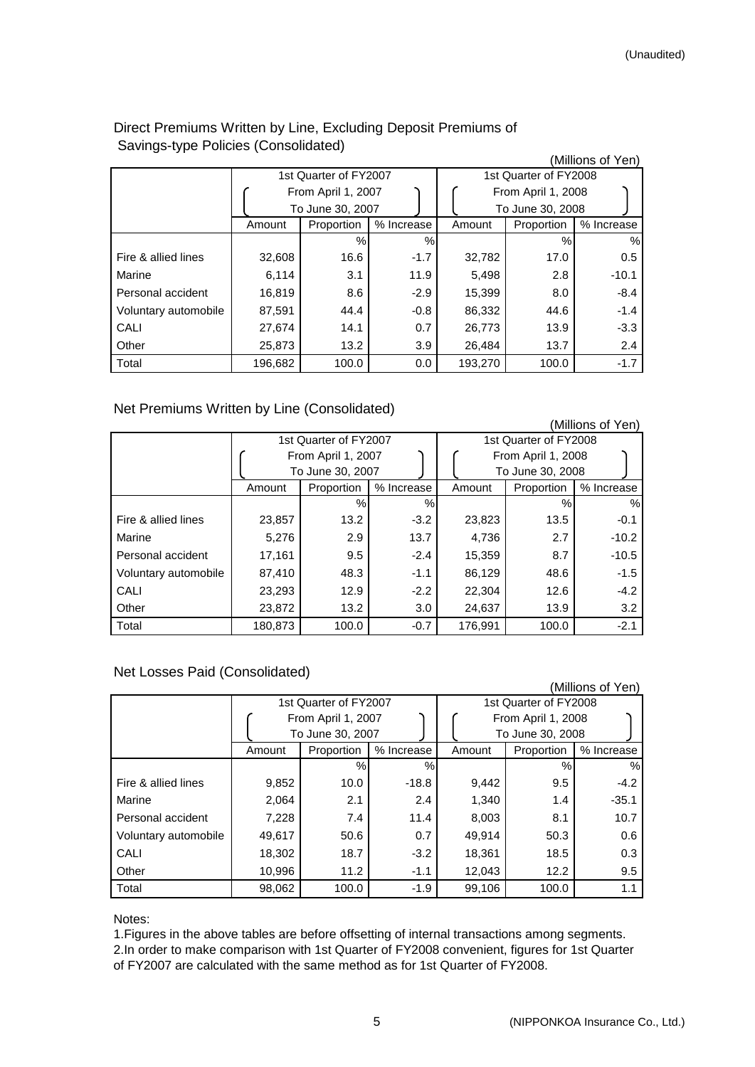(Unaudited)

## Direct Premiums Written by Line, Excluding Deposit Premiums of Savings-type Policies (Consolidated)

(Millions of Yen)

| | 1st Quarter of FY2007 (From April 1, 2007 To June 30, 2007) | | | 1st Quarter of FY2008 (From April 1, 2008 To June 30, 2008) | | |
|---|---|---|---|---|---|---|
| | Amount | Proportion | % Increase | Amount | Proportion | % Increase |
| | | % | % | | % | % |
| Fire & allied lines | 32,608 | 16.6 | -1.7 | 32,782 | 17.0 | 0.5 |
| Marine | 6,114 | 3.1 | 11.9 | 5,498 | 2.8 | -10.1 |
| Personal accident | 16,819 | 8.6 | -2.9 | 15,399 | 8.0 | -8.4 |
| Voluntary automobile | 87,591 | 44.4 | -0.8 | 86,332 | 44.6 | -1.4 |
| CALI | 27,674 | 14.1 | 0.7 | 26,773 | 13.9 | -3.3 |
| Other | 25,873 | 13.2 | 3.9 | 26,484 | 13.7 | 2.4 |
| Total | 196,682 | 100.0 | 0.0 | 193,270 | 100.0 | -1.7 |

## Net Premiums Written by Line (Consolidated)

(Millions of Yen)

| | 1st Quarter of FY2007 (From April 1, 2007 To June 30, 2007) | | | 1st Quarter of FY2008 (From April 1, 2008 To June 30, 2008) | | |
|---|---|---|---|---|---|---|
| | Amount | Proportion | % Increase | Amount | Proportion | % Increase |
| | | % | % | | % | % |
| Fire & allied lines | 23,857 | 13.2 | -3.2 | 23,823 | 13.5 | -0.1 |
| Marine | 5,276 | 2.9 | 13.7 | 4,736 | 2.7 | -10.2 |
| Personal accident | 17,161 | 9.5 | -2.4 | 15,359 | 8.7 | -10.5 |
| Voluntary automobile | 87,410 | 48.3 | -1.1 | 86,129 | 48.6 | -1.5 |
| CALI | 23,293 | 12.9 | -2.2 | 22,304 | 12.6 | -4.2 |
| Other | 23,872 | 13.2 | 3.0 | 24,637 | 13.9 | 3.2 |
| Total | 180,873 | 100.0 | -0.7 | 176,991 | 100.0 | -2.1 |

## Net Losses Paid (Consolidated)

(Millions of Yen)

| | 1st Quarter of FY2007 (From April 1, 2007 To June 30, 2007) | | | 1st Quarter of FY2008 (From April 1, 2008 To June 30, 2008) | | |
|---|---|---|---|---|---|---|
| | Amount | Proportion | % Increase | Amount | Proportion | % Increase |
| | | % | % | | % | % |
| Fire & allied lines | 9,852 | 10.0 | -18.8 | 9,442 | 9.5 | -4.2 |
| Marine | 2,064 | 2.1 | 2.4 | 1,340 | 1.4 | -35.1 |
| Personal accident | 7,228 | 7.4 | 11.4 | 8,003 | 8.1 | 10.7 |
| Voluntary automobile | 49,617 | 50.6 | 0.7 | 49,914 | 50.3 | 0.6 |
| CALI | 18,302 | 18.7 | -3.2 | 18,361 | 18.5 | 0.3 |
| Other | 10,996 | 11.2 | -1.1 | 12,043 | 12.2 | 9.5 |
| Total | 98,062 | 100.0 | -1.9 | 99,106 | 100.0 | 1.1 |

Notes:

1.Figures in the above tables are before offsetting of internal transactions among segments.

2.In order to make comparison with 1st Quarter of FY2008 convenient, figures for 1st Quarter of FY2007 are calculated with the same method as for 1st Quarter of FY2008.

(NIPPONKOA Insurance Co., Ltd.)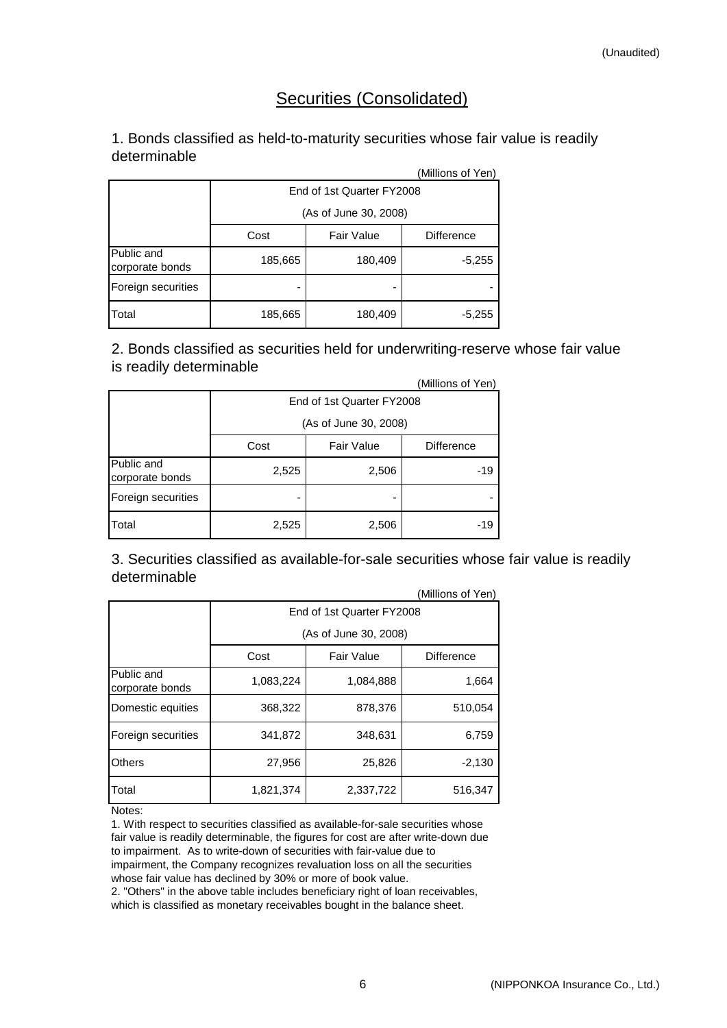(Unaudited)

# Securities (Consolidated)

## 1. Bonds classified as held-to-maturity securities whose fair value is readily determinable

(Millions of Yen)

| | End of 1st Quarter FY2008 (As of June 30, 2008) | | |
|---|---|---|---|
| | Cost | Fair Value | Difference |
| Public and corporate bonds | 185,665 | 180,409 | -5,255 |
| Foreign securities | - | - | - |
| Total | 185,665 | 180,409 | -5,255 |

## 2. Bonds classified as securities held for underwriting-reserve whose fair value is readily determinable

(Millions of Yen)

| | End of 1st Quarter FY2008 (As of June 30, 2008) | | |
|---|---|---|---|
| | Cost | Fair Value | Difference |
| Public and corporate bonds | 2,525 | 2,506 | -19 |
| Foreign securities | - | - | - |
| Total | 2,525 | 2,506 | -19 |

## 3. Securities classified as available-for-sale securities whose fair value is readily determinable

(Millions of Yen)

| | End of 1st Quarter FY2008 (As of June 30, 2008) | | |
|---|---|---|---|
| | Cost | Fair Value | Difference |
| Public and corporate bonds | 1,083,224 | 1,084,888 | 1,664 |
| Domestic equities | 368,322 | 878,376 | 510,054 |
| Foreign securities | 341,872 | 348,631 | 6,759 |
| Others | 27,956 | 25,826 | -2,130 |
| Total | 1,821,374 | 2,337,722 | 516,347 |

Notes:

1. With respect to securities classified as available-for-sale securities whose fair value is readily determinable, the figures for cost are after write-down due to impairment. As to write-down of securities with fair-value due to impairment, the Company recognizes revaluation loss on all the securities whose fair value has declined by 30% or more of book value.
2. "Others" in the above table includes beneficiary right of loan receivables, which is classified as monetary receivables bought in the balance sheet.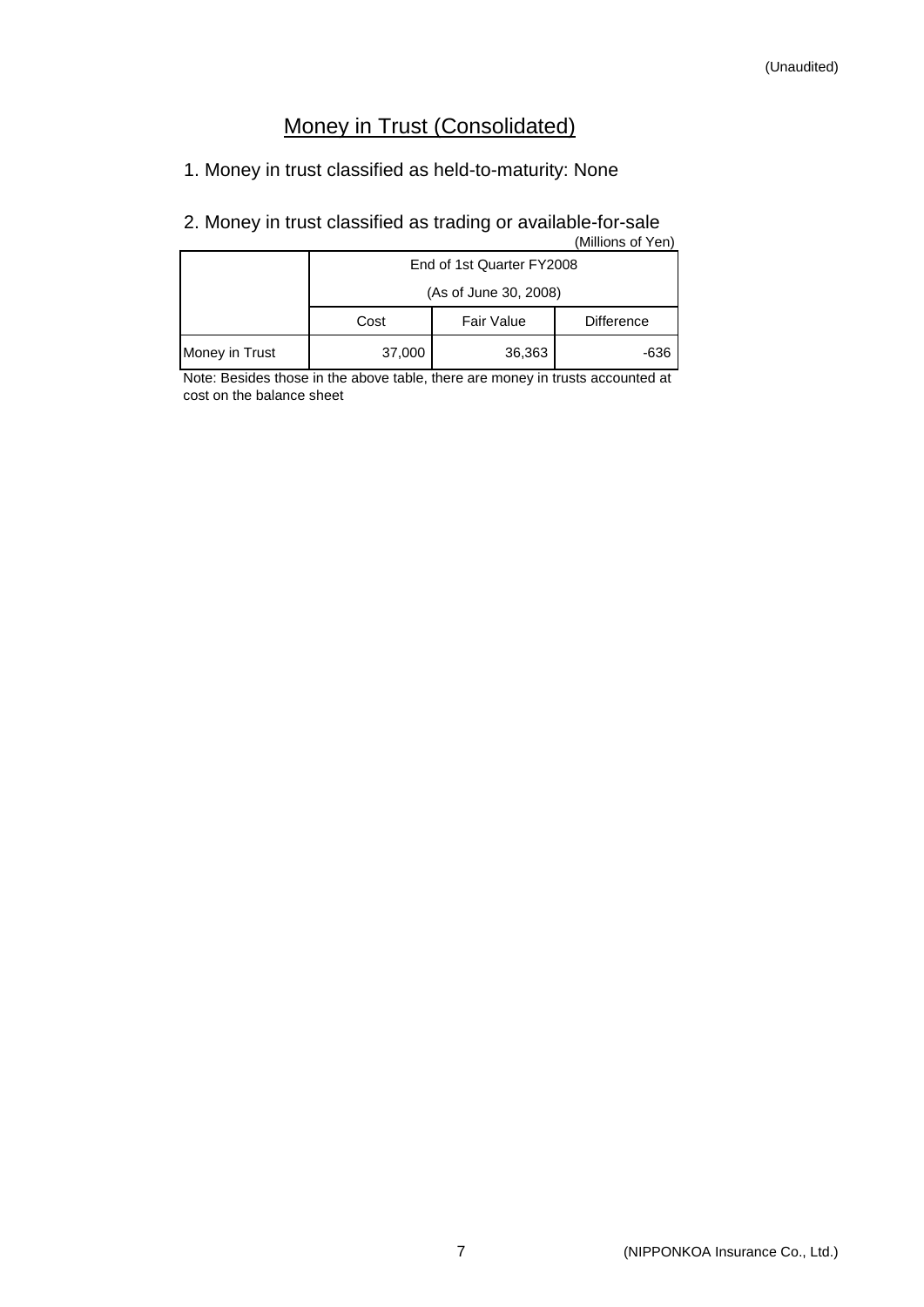(Unaudited)

# Money in Trust (Consolidated)

1. Money in trust classified as held-to-maturity: None

2. Money in trust classified as trading or available-for-sale

(Millions of Yen)

| | End of 1st Quarter FY2008 (As of June 30, 2008) | | |
|---|---|---|---|
| | Cost | Fair Value | Difference |
| Money in Trust | 37,000 | 36,363 | -636 |

Note: Besides those in the above table, there are money in trusts accounted at cost on the balance sheet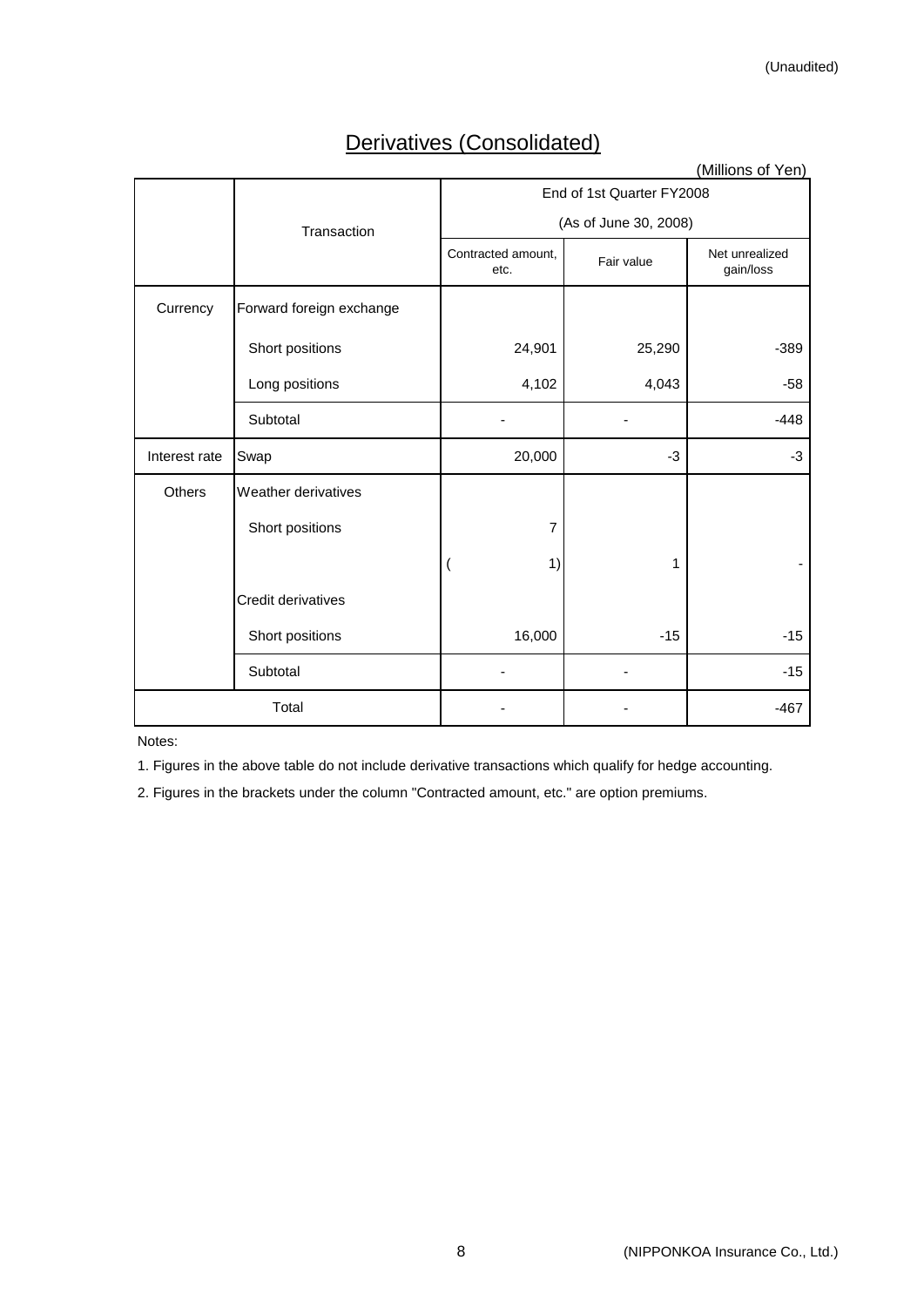(Unaudited)

# Derivatives (Consolidated)

(Millions of Yen)

| | Transaction | End of 1st Quarter FY2008 (As of June 30, 2008) | | |
|---|---|---|---|---|
| | | Contracted amount, etc. | Fair value | Net unrealized gain/loss |
| Currency | Forward foreign exchange | | | |
| | Short positions | 24,901 | 25,290 | -389 |
| | Long positions | 4,102 | 4,043 | -58 |
| | Subtotal | - | - | -448 |
| Interest rate | Swap | 20,000 | -3 | -3 |
| Others | Weather derivatives | | | |
| | Short positions | 7 | | |
| | | ( 1) | 1 | - |
| | Credit derivatives | | | |
| | Short positions | 16,000 | -15 | -15 |
| | Subtotal | - | - | -15 |
| Total | | - | - | -467 |

Notes:

1. Figures in the above table do not include derivative transactions which qualify for hedge accounting.

2. Figures in the brackets under the column "Contracted amount, etc." are option premiums.

(NIPPONKOA Insurance Co., Ltd.)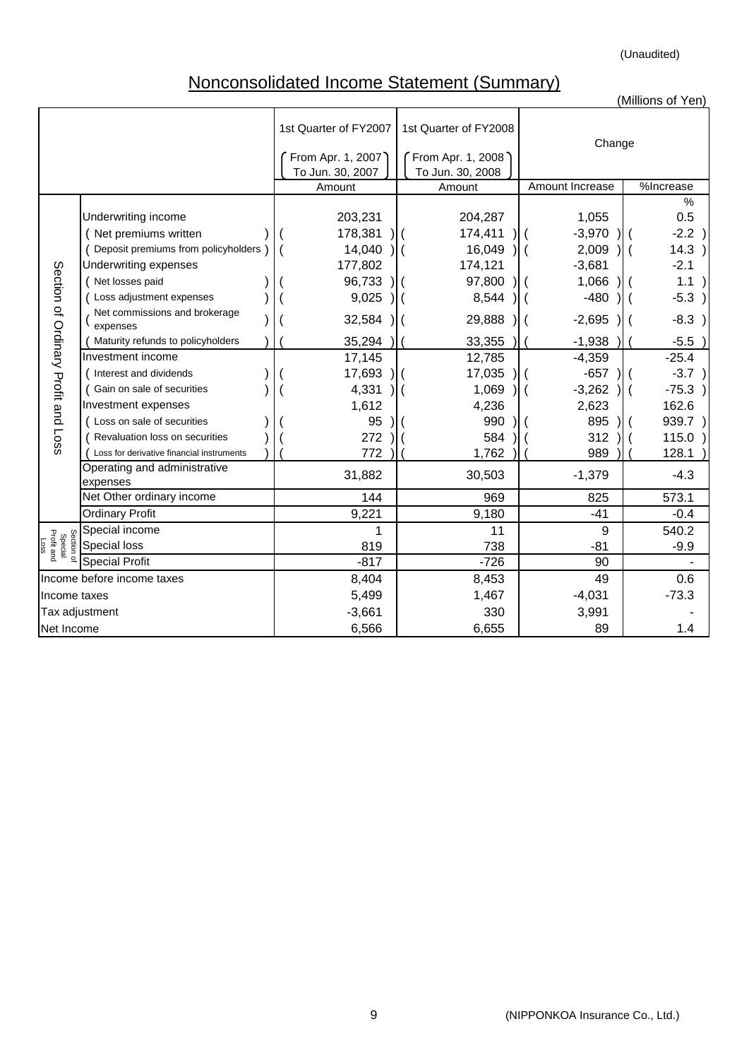(Unaudited)

# Nonconsolidated Income Statement (Summary)

(Millions of Yen)

| | | 1st Quarter of FY2007 (From Apr. 1, 2007 To Jun. 30, 2007) | 1st Quarter of FY2008 (From Apr. 1, 2008 To Jun. 30, 2008) | Change | |
|---|---|---|---|---|---|
| | | Amount | Amount | Amount Increase | %Increase |
| Section of Ordinary Profit and Loss | Underwriting income | 203,231 | 204,287 | 1,055 | 0.5 % |
| | (Net premiums written) | (178,381) | (174,411) | (-3,970) | (-2.2) |
| | (Deposit premiums from policyholders) | (14,040) | (16,049) | (2,009) | (14.3) |
| | Underwriting expenses | 177,802 | 174,121 | -3,681 | -2.1 |
| | (Net losses paid) | (96,733) | (97,800) | (1,066) | (1.1) |
| | (Loss adjustment expenses) | (9,025) | (8,544) | (-480) | (-5.3) |
| | (Net commissions and brokerage expenses) | (32,584) | (29,888) | (-2,695) | (-8.3) |
| | (Maturity refunds to policyholders) | (35,294) | (33,355) | (-1,938) | (-5.5) |
| | Investment income | 17,145 | 12,785 | -4,359 | -25.4 |
| | (Interest and dividends) | (17,693) | (17,035) | (-657) | (-3.7) |
| | (Gain on sale of securities) | (4,331) | (1,069) | (-3,262) | (-75.3) |
| | Investment expenses | 1,612 | 4,236 | 2,623 | 162.6 |
| | (Loss on sale of securities) | (95) | (990) | (895) | (939.7) |
| | (Revaluation loss on securities) | (272) | (584) | (312) | (115.0) |
| | (Loss for derivative financial instruments) | (772) | (1,762) | (989) | (128.1) |
| | Operating and administrative expenses | 31,882 | 30,503 | -1,379 | -4.3 |
| | Net Other ordinary income | 144 | 969 | 825 | 573.1 |
| | Ordinary Profit | 9,221 | 9,180 | -41 | -0.4 |
| Section of Special Profit and Loss | Special income | 1 | 11 | 9 | 540.2 |
| | Special loss | 819 | 738 | -81 | -9.9 |
| | Special Profit | -817 | -726 | 90 | - |
| Income before income taxes | | 8,404 | 8,453 | 49 | 0.6 |
| Income taxes | | 5,499 | 1,467 | -4,031 | -73.3 |
| Tax adjustment | | -3,661 | 330 | 3,991 | - |
| Net Income | | 6,566 | 6,655 | 89 | 1.4 |

(NIPPONKOA Insurance Co., Ltd.)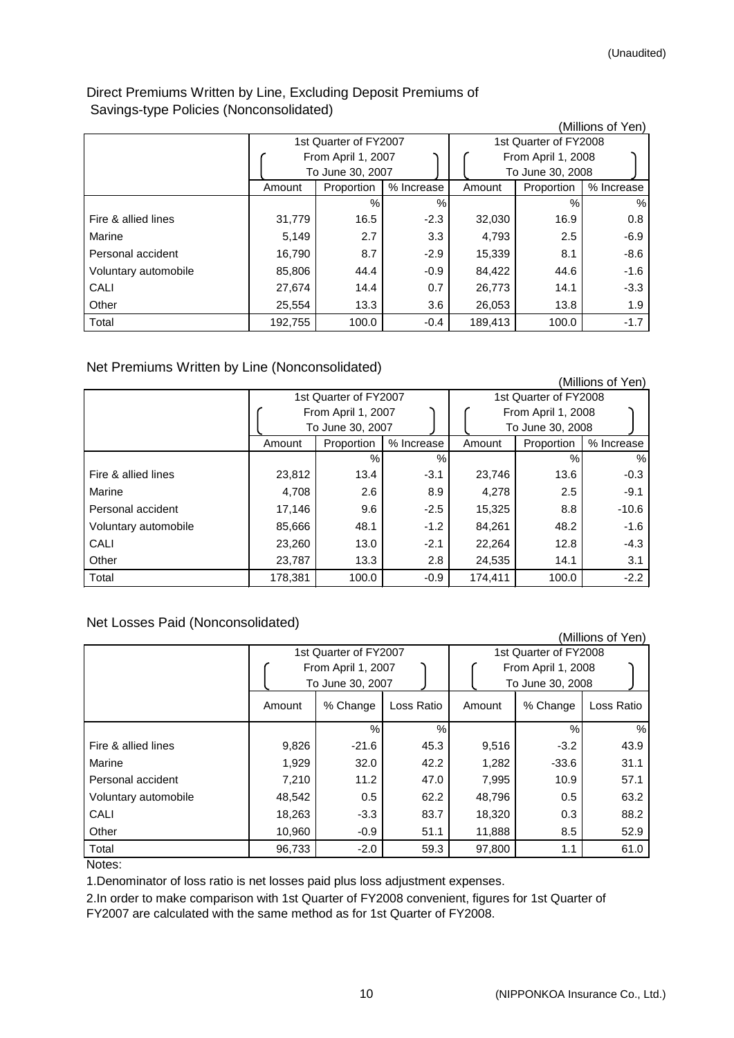(Unaudited)

## Direct Premiums Written by Line, Excluding Deposit Premiums of Savings-type Policies (Nonconsolidated)

(Millions of Yen)

| | 1st Quarter of FY2007 (From April 1, 2007 To June 30, 2007) | | | 1st Quarter of FY2008 (From April 1, 2008 To June 30, 2008) | | |
|---|---|---|---|---|---|---|
| | Amount | Proportion | % Increase | Amount | Proportion | % Increase |
| | | % | % | | % | % |
| Fire & allied lines | 31,779 | 16.5 | -2.3 | 32,030 | 16.9 | 0.8 |
| Marine | 5,149 | 2.7 | 3.3 | 4,793 | 2.5 | -6.9 |
| Personal accident | 16,790 | 8.7 | -2.9 | 15,339 | 8.1 | -8.6 |
| Voluntary automobile | 85,806 | 44.4 | -0.9 | 84,422 | 44.6 | -1.6 |
| CALI | 27,674 | 14.4 | 0.7 | 26,773 | 14.1 | -3.3 |
| Other | 25,554 | 13.3 | 3.6 | 26,053 | 13.8 | 1.9 |
| Total | 192,755 | 100.0 | -0.4 | 189,413 | 100.0 | -1.7 |

## Net Premiums Written by Line (Nonconsolidated)

(Millions of Yen)

| | 1st Quarter of FY2007 (From April 1, 2007 To June 30, 2007) | | | 1st Quarter of FY2008 (From April 1, 2008 To June 30, 2008) | | |
|---|---|---|---|---|---|---|
| | Amount | Proportion | % Increase | Amount | Proportion | % Increase |
| | | % | % | | % | % |
| Fire & allied lines | 23,812 | 13.4 | -3.1 | 23,746 | 13.6 | -0.3 |
| Marine | 4,708 | 2.6 | 8.9 | 4,278 | 2.5 | -9.1 |
| Personal accident | 17,146 | 9.6 | -2.5 | 15,325 | 8.8 | -10.6 |
| Voluntary automobile | 85,666 | 48.1 | -1.2 | 84,261 | 48.2 | -1.6 |
| CALI | 23,260 | 13.0 | -2.1 | 22,264 | 12.8 | -4.3 |
| Other | 23,787 | 13.3 | 2.8 | 24,535 | 14.1 | 3.1 |
| Total | 178,381 | 100.0 | -0.9 | 174,411 | 100.0 | -2.2 |

## Net Losses Paid (Nonconsolidated)

(Millions of Yen)

| | 1st Quarter of FY2007 (From April 1, 2007 To June 30, 2007) | | | 1st Quarter of FY2008 (From April 1, 2008 To June 30, 2008) | | |
|---|---|---|---|---|---|---|
| | Amount | % Change | Loss Ratio | Amount | % Change | Loss Ratio |
| | | % | % | | % | % |
| Fire & allied lines | 9,826 | -21.6 | 45.3 | 9,516 | -3.2 | 43.9 |
| Marine | 1,929 | 32.0 | 42.2 | 1,282 | -33.6 | 31.1 |
| Personal accident | 7,210 | 11.2 | 47.0 | 7,995 | 10.9 | 57.1 |
| Voluntary automobile | 48,542 | 0.5 | 62.2 | 48,796 | 0.5 | 63.2 |
| CALI | 18,263 | -3.3 | 83.7 | 18,320 | 0.3 | 88.2 |
| Other | 10,960 | -0.9 | 51.1 | 11,888 | 8.5 | 52.9 |
| Total | 96,733 | -2.0 | 59.3 | 97,800 | 1.1 | 61.0 |

Notes:

1.Denominator of loss ratio is net losses paid plus loss adjustment expenses.

2.In order to make comparison with 1st Quarter of FY2008 convenient, figures for 1st Quarter of FY2007 are calculated with the same method as for 1st Quarter of FY2008.

(NIPPONKOA Insurance Co., Ltd.)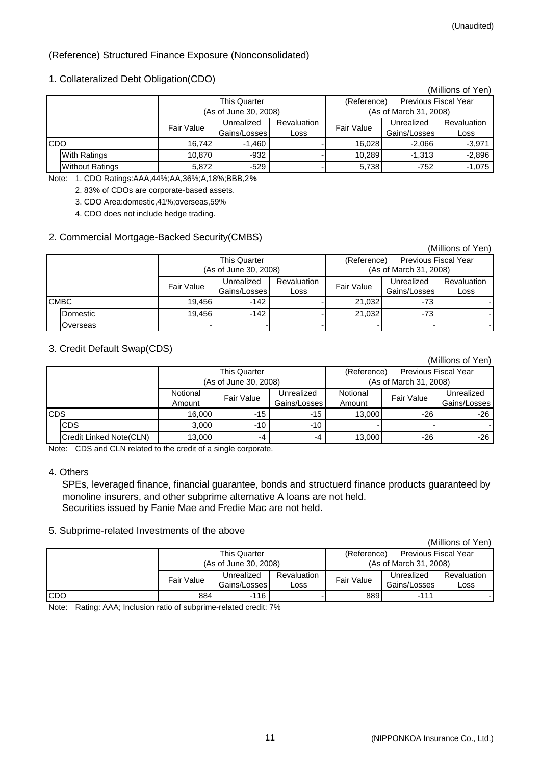(Unaudited)

## (Reference) Structured Finance Exposure (Nonconsolidated)

### 1. Collateralized Debt Obligation(CDO)

(Millions of Yen)

| | This Quarter (As of June 30, 2008) | | | (Reference) Previous Fiscal Year (As of March 31, 2008) | | |
|---|---|---|---|---|---|---|
| | Fair Value | Unrealized Gains/Losses | Revaluation Loss | Fair Value | Unrealized Gains/Losses | Revaluation Loss |
| CDO | 16,742 | -1,460 | - | 16,028 | -2,066 | -3,971 |
| With Ratings | 10,870 | -932 | - | 10,289 | -1,313 | -2,896 |
| Without Ratings | 5,872 | -529 | - | 5,738 | -752 | -1,075 |

Note: 1. CDO Ratings:AAA,44%;AA,36%;A,18%;BBB,2%

2. 83% of CDOs are corporate-based assets.

3. CDO Area:domestic,41%;overseas,59%

4. CDO does not include hedge trading.

### 2. Commercial Mortgage-Backed Security(CMBS)

(Millions of Yen)

| | This Quarter (As of June 30, 2008) | | | (Reference) Previous Fiscal Year (As of March 31, 2008) | | |
|---|---|---|---|---|---|---|
| | Fair Value | Unrealized Gains/Losses | Revaluation Loss | Fair Value | Unrealized Gains/Losses | Revaluation Loss |
| CMBC | 19,456 | -142 | - | 21,032 | -73 | - |
| Domestic | 19,456 | -142 | - | 21,032 | -73 | - |
| Overseas | - | - | - | - | - | - |

### 3. Credit Default Swap(CDS)

(Millions of Yen)

| | This Quarter (As of June 30, 2008) | | | (Reference) Previous Fiscal Year (As of March 31, 2008) | | |
|---|---|---|---|---|---|---|
| | Notional Amount | Fair Value | Unrealized Gains/Losses | Notional Amount | Fair Value | Unrealized Gains/Losses |
| CDS | 16,000 | -15 | -15 | 13,000 | -26 | -26 |
| CDS | 3,000 | -10 | -10 | - | - | - |
| Credit Linked Note(CLN) | 13,000 | -4 | -4 | 13,000 | -26 | -26 |

Note: CDS and CLN related to the credit of a single corporate.

### 4. Others

SPEs, leveraged finance, financial guarantee, bonds and structuerd finance products guaranteed by monoline insurers, and other subprime alternative A loans are not held.
Securities issued by Fanie Mae and Fredie Mac are not held.

### 5. Subprime-related Investments of the above

(Millions of Yen)

| | This Quarter (As of June 30, 2008) | | | (Reference) Previous Fiscal Year (As of March 31, 2008) | | |
|---|---|---|---|---|---|---|
| | Fair Value | Unrealized Gains/Losses | Revaluation Loss | Fair Value | Unrealized Gains/Losses | Revaluation Loss |
| CDO | 884 | -116 | - | 889 | -111 | - |

Note: Rating: AAA; Inclusion ratio of subprime-related credit: 7%

(NIPPONKOA Insurance Co., Ltd.)